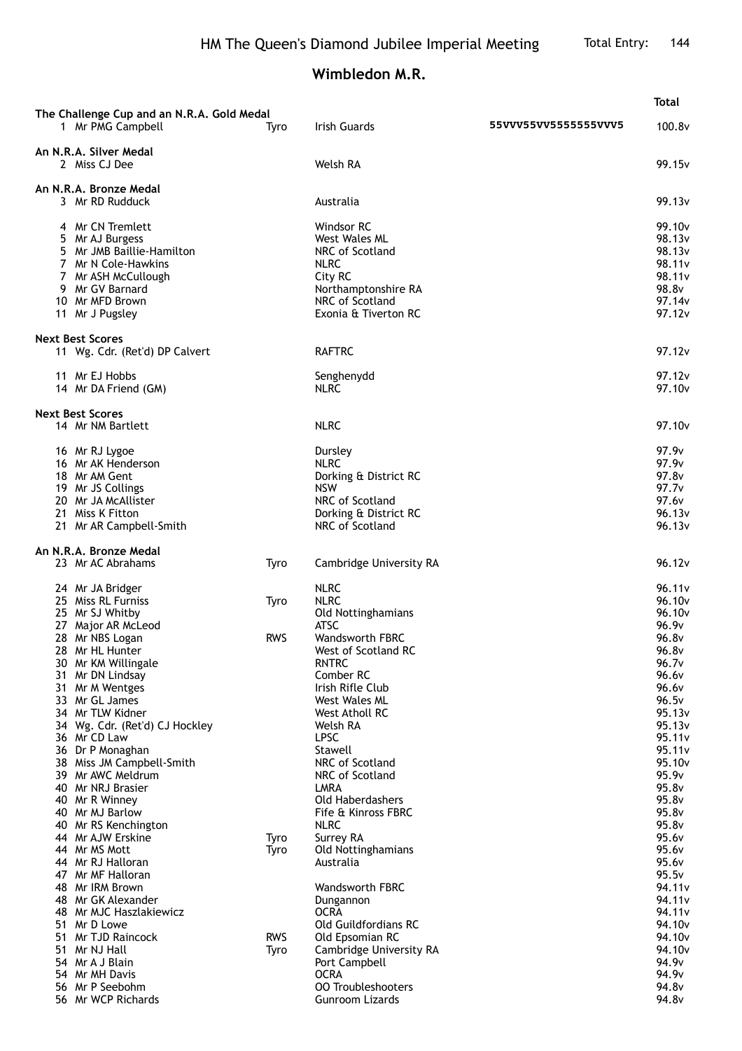# HM The Queen's Diamond Jubilee Imperial Meeting

Total Entry: 144

## Wimbledon M.R.

| Pos | Name | Class | Club | Details | Total |
|---|---|---|---|---|---|
| **The Challenge Cup and an N.R.A. Gold Medal** | | | | | |
| 1 | Mr PMG Campbell | Tyro | Irish Guards | 55VVV55VV5555555VVV5 | 100.8v |
| **An N.R.A. Silver Medal** | | | | | |
| 2 | Miss CJ Dee | | Welsh RA | | 99.15v |
| **An N.R.A. Bronze Medal** | | | | | |
| 3 | Mr RD Rudduck | | Australia | | 99.13v |
| 4 | Mr CN Tremlett | | Windsor RC | | 99.10v |
| 5 | Mr AJ Burgess | | West Wales ML | | 98.13v |
| 5 | Mr JMB Baillie-Hamilton | | NRC of Scotland | | 98.13v |
| 7 | Mr N Cole-Hawkins | | NLRC | | 98.11v |
| 7 | Mr ASH McCullough | | City RC | | 98.11v |
| 9 | Mr GV Barnard | | Northamptonshire RA | | 98.8v |
| 10 | Mr MFD Brown | | NRC of Scotland | | 97.14v |
| 11 | Mr J Pugsley | | Exonia & Tiverton RC | | 97.12v |
| **Next Best Scores** | | | | | |
| 11 | Wg. Cdr. (Ret'd) DP Calvert | | RAFTRC | | 97.12v |
| 11 | Mr EJ Hobbs | | Senghenydd | | 97.12v |
| 14 | Mr DA Friend (GM) | | NLRC | | 97.10v |
| **Next Best Scores** | | | | | |
| 14 | Mr NM Bartlett | | NLRC | | 97.10v |
| 16 | Mr RJ Lygoe | | Dursley | | 97.9v |
| 16 | Mr AK Henderson | | NLRC | | 97.9v |
| 18 | Mr AM Gent | | Dorking & District RC | | 97.8v |
| 19 | Mr JS Collings | | NSW | | 97.7v |
| 20 | Mr JA McAllister | | NRC of Scotland | | 97.6v |
| 21 | Miss K Fitton | | Dorking & District RC | | 96.13v |
| 21 | Mr AR Campbell-Smith | | NRC of Scotland | | 96.13v |
| **An N.R.A. Bronze Medal** | | | | | |
| 23 | Mr AC Abrahams | Tyro | Cambridge University RA | | 96.12v |
| 24 | Mr JA Bridger | | NLRC | | 96.11v |
| 25 | Miss RL Furniss | Tyro | NLRC | | 96.10v |
| 25 | Mr SJ Whitby | | Old Nottinghamians | | 96.10v |
| 27 | Major AR McLeod | | ATSC | | 96.9v |
| 28 | Mr NBS Logan | RWS | Wandsworth FBRC | | 96.8v |
| 28 | Mr HL Hunter | | West of Scotland RC | | 96.8v |
| 30 | Mr KM Willingale | | RNTRC | | 96.7v |
| 31 | Mr DN Lindsay | | Comber RC | | 96.6v |
| 31 | Mr M Wentges | | Irish Rifle Club | | 96.6v |
| 33 | Mr GL James | | West Wales ML | | 96.5v |
| 34 | Mr TLW Kidner | | West Atholl RC | | 95.13v |
| 34 | Wg. Cdr. (Ret'd) CJ Hockley | | Welsh RA | | 95.13v |
| 36 | Mr CD Law | | LPSC | | 95.11v |
| 36 | Dr P Monaghan | | Stawell | | 95.11v |
| 38 | Miss JM Campbell-Smith | | NRC of Scotland | | 95.10v |
| 39 | Mr AWC Meldrum | | NRC of Scotland | | 95.9v |
| 40 | Mr NRJ Brasier | | LMRA | | 95.8v |
| 40 | Mr R Winney | | Old Haberdashers | | 95.8v |
| 40 | Mr MJ Barlow | | Fife & Kinross FBRC | | 95.8v |
| 40 | Mr RS Kenchington | | NLRC | | 95.8v |
| 44 | Mr AJW Erskine | Tyro | Surrey RA | | 95.6v |
| 44 | Mr MS Mott | Tyro | Old Nottinghamians | | 95.6v |
| 44 | Mr RJ Halloran | | Australia | | 95.6v |
| 47 | Mr MF Halloran | | | | 95.5v |
| 48 | Mr IRM Brown | | Wandsworth FBRC | | 94.11v |
| 48 | Mr GK Alexander | | Dungannon | | 94.11v |
| 48 | Mr MJC Haszlakiewicz | | OCRA | | 94.11v |
| 51 | Mr D Lowe | | Old Guildfordians RC | | 94.10v |
| 51 | Mr TJD Raincock | RWS | Old Epsomian RC | | 94.10v |
| 51 | Mr NJ Hall | Tyro | Cambridge University RA | | 94.10v |
| 54 | Mr A J Blain | | Port Campbell | | 94.9v |
| 54 | Mr MH Davis | | OCRA | | 94.9v |
| 56 | Mr P Seebohm | | OO Troubleshooters | | 94.8v |
| 56 | Mr WCP Richards | | Gunroom Lizards | | 94.8v |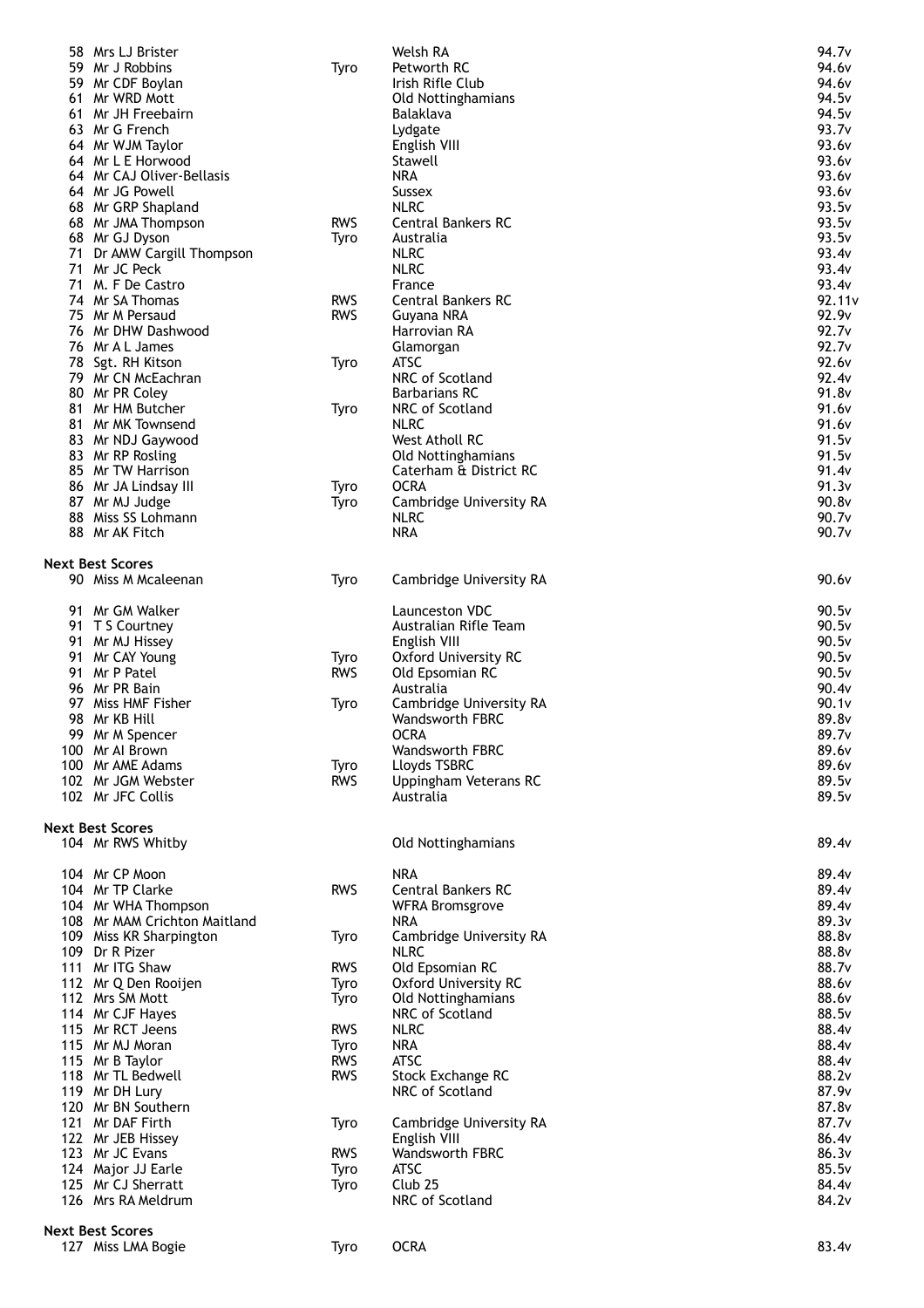| Pos | Name | Class | Club | Score |
|---|---|---|---|---|
| 58 | Mrs LJ Brister | | Welsh RA | 94.7v |
| 59 | Mr J Robbins | Tyro | Petworth RC | 94.6v |
| 59 | Mr CDF Boylan | | Irish Rifle Club | 94.6v |
| 61 | Mr WRD Mott | | Old Nottinghamians | 94.5v |
| 61 | Mr JH Freebairn | | Balaklava | 94.5v |
| 63 | Mr G French | | Lydgate | 93.7v |
| 64 | Mr WJM Taylor | | English VIII | 93.6v |
| 64 | Mr L E Horwood | | Stawell | 93.6v |
| 64 | Mr CAJ Oliver-Bellasis | | NRA | 93.6v |
| 64 | Mr JG Powell | | Sussex | 93.6v |
| 68 | Mr GRP Shapland | | NLRC | 93.5v |
| 68 | Mr JMA Thompson | RWS | Central Bankers RC | 93.5v |
| 68 | Mr GJ Dyson | Tyro | Australia | 93.5v |
| 71 | Dr AMW Cargill Thompson | | NLRC | 93.4v |
| 71 | Mr JC Peck | | NLRC | 93.4v |
| 71 | M. F De Castro | | France | 93.4v |
| 74 | Mr SA Thomas | RWS | Central Bankers RC | 92.11v |
| 75 | Mr M Persaud | RWS | Guyana NRA | 92.9v |
| 76 | Mr DHW Dashwood | | Harrovian RA | 92.7v |
| 76 | Mr A L James | | Glamorgan | 92.7v |
| 78 | Sgt. RH Kitson | Tyro | ATSC | 92.6v |
| 79 | Mr CN McEachran | | NRC of Scotland | 92.4v |
| 80 | Mr PR Coley | | Barbarians RC | 91.8v |
| 81 | Mr HM Butcher | Tyro | NRC of Scotland | 91.6v |
| 81 | Mr MK Townsend | | NLRC | 91.6v |
| 83 | Mr NDJ Gaywood | | West Atholl RC | 91.5v |
| 83 | Mr RP Rosling | | Old Nottinghamians | 91.5v |
| 85 | Mr TW Harrison | | Caterham & District RC | 91.4v |
| 86 | Mr JA Lindsay III | Tyro | OCRA | 91.3v |
| 87 | Mr MJ Judge | Tyro | Cambridge University RA | 90.8v |
| 88 | Miss SS Lohmann | | NLRC | 90.7v |
| 88 | Mr AK Fitch | | NRA | 90.7v |

**Next Best Scores**

| Pos | Name | Class | Club | Score |
|---|---|---|---|---|
| 90 | Miss M Mcaleenan | Tyro | Cambridge University RA | 90.6v |
| 91 | Mr GM Walker | | Launceston VDC | 90.5v |
| 91 | T S Courtney | | Australian Rifle Team | 90.5v |
| 91 | Mr MJ Hissey | | English VIII | 90.5v |
| 91 | Mr CAY Young | Tyro | Oxford University RC | 90.5v |
| 91 | Mr P Patel | RWS | Old Epsomian RC | 90.5v |
| 96 | Mr PR Bain | | Australia | 90.4v |
| 97 | Miss HMF Fisher | Tyro | Cambridge University RA | 90.1v |
| 98 | Mr KB Hill | | Wandsworth FBRC | 89.8v |
| 99 | Mr M Spencer | | OCRA | 89.7v |
| 100 | Mr AI Brown | | Wandsworth FBRC | 89.6v |
| 100 | Mr AME Adams | Tyro | Lloyds TSBRC | 89.6v |
| 102 | Mr JGM Webster | RWS | Uppingham Veterans RC | 89.5v |
| 102 | Mr JFC Collis | | Australia | 89.5v |

**Next Best Scores**

| Pos | Name | Class | Club | Score |
|---|---|---|---|---|
| 104 | Mr RWS Whitby | | Old Nottinghamians | 89.4v |
| 104 | Mr CP Moon | | NRA | 89.4v |
| 104 | Mr TP Clarke | RWS | Central Bankers RC | 89.4v |
| 104 | Mr WHA Thompson | | WFRA Bromsgrove | 89.4v |
| 108 | Mr MAM Crichton Maitland | | NRA | 89.3v |
| 109 | Miss KR Sharpington | Tyro | Cambridge University RA | 88.8v |
| 109 | Dr R Pizer | | NLRC | 88.8v |
| 111 | Mr ITG Shaw | RWS | Old Epsomian RC | 88.7v |
| 112 | Mr Q Den Rooijen | Tyro | Oxford University RC | 88.6v |
| 112 | Mrs SM Mott | Tyro | Old Nottinghamians | 88.6v |
| 114 | Mr CJF Hayes | | NRC of Scotland | 88.5v |
| 115 | Mr RCT Jeens | RWS | NLRC | 88.4v |
| 115 | Mr MJ Moran | Tyro | NRA | 88.4v |
| 115 | Mr B Taylor | RWS | ATSC | 88.4v |
| 118 | Mr TL Bedwell | RWS | Stock Exchange RC | 88.2v |
| 119 | Mr DH Lury | | NRC of Scotland | 87.9v |
| 120 | Mr BN Southern | | | 87.8v |
| 121 | Mr DAF Firth | Tyro | Cambridge University RA | 87.7v |
| 122 | Mr JEB Hissey | | English VIII | 86.4v |
| 123 | Mr JC Evans | RWS | Wandsworth FBRC | 86.3v |
| 124 | Major JJ Earle | Tyro | ATSC | 85.5v |
| 125 | Mr CJ Sherratt | Tyro | Club 25 | 84.4v |
| 126 | Mrs RA Meldrum | | NRC of Scotland | 84.2v |

**Next Best Scores**

| Pos | Name | Class | Club | Score |
|---|---|---|---|---|
| 127 | Miss LMA Bogie | Tyro | OCRA | 83.4v |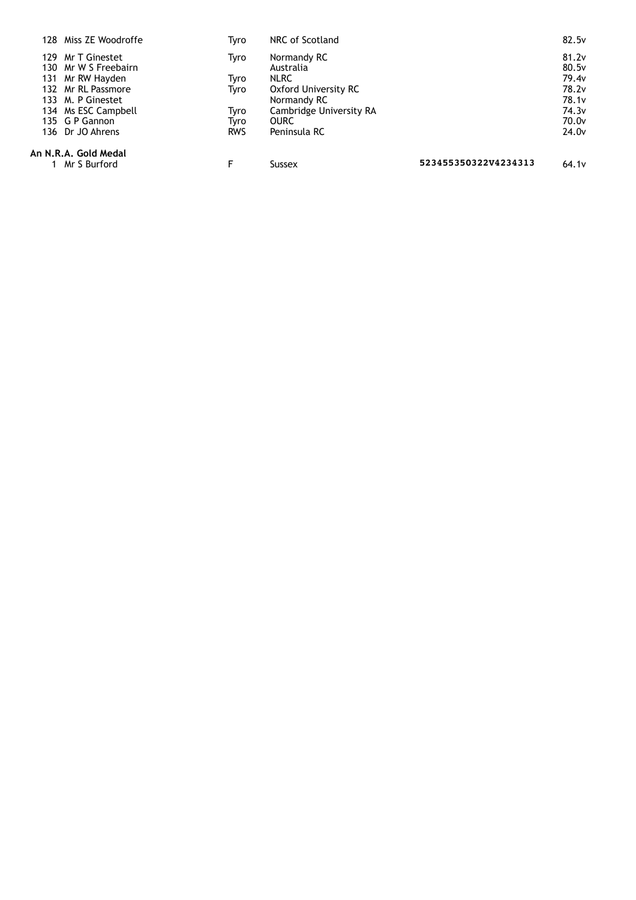| | | | | | |
|---|---|---|---|---|---|
| 128 | Miss ZE Woodroffe | Tyro | NRC of Scotland | | 82.5v |
| 129 | Mr T Ginestet | Tyro | Normandy RC | | 81.2v |
| 130 | Mr W S Freebairn | | Australia | | 80.5v |
| 131 | Mr RW Hayden | Tyro | NLRC | | 79.4v |
| 132 | Mr RL Passmore | Tyro | Oxford University RC | | 78.2v |
| 133 | M. P Ginestet | | Normandy RC | | 78.1v |
| 134 | Ms ESC Campbell | Tyro | Cambridge University RA | | 74.3v |
| 135 | G P Gannon | Tyro | OURC | | 70.0v |
| 136 | Dr JO Ahrens | RWS | Peninsula RC | | 24.0v |

**An N.R.A. Gold Medal**

| | | | | | |
|---|---|---|---|---|---|
| 1 | Mr S Burford | F | Sussex | **523455350322V4234313** | 64.1v |